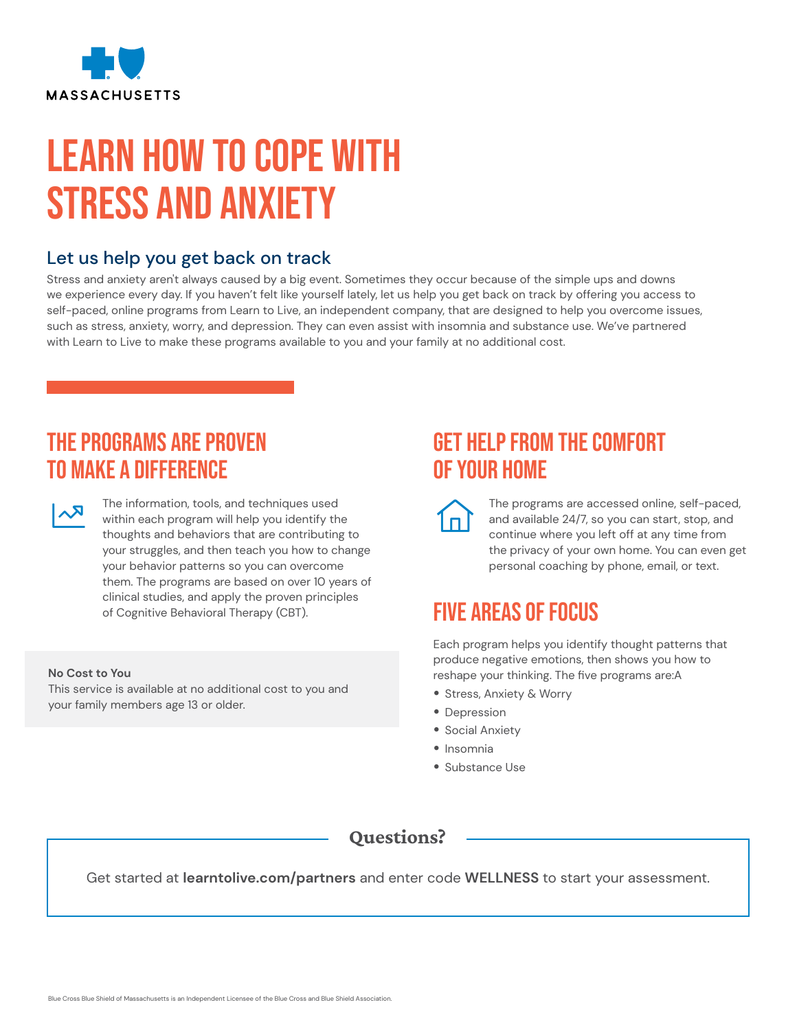MASSACHUSETTS

# LEARN HOW TO COPE WITH STRESS AND ANXIETY

## Let us help you get back on track

Stress and anxiety aren't always caused by a big event. Sometimes they occur because of the simple ups and downs we experience every day. If you haven't felt like yourself lately, let us help you get back on track by offering you access to self-paced, online programs from Learn to Live, an independent company, that are designed to help you overcome issues, such as stress, anxiety, worry, and depression. They can even assist with insomnia and substance use. We've partnered with Learn to Live to make these programs available to you and your family at no additional cost.

## THE PROGRAMS ARE PROVEN TO MAKE A DIFFERENCE

The information, tools, and techniques used within each program will help you identify the thoughts and behaviors that are contributing to your struggles, and then teach you how to change your behavior patterns so you can overcome them. The programs are based on over 10 years of clinical studies, and apply the proven principles of Cognitive Behavioral Therapy (CBT).

**No Cost to You**
This service is available at no additional cost to you and your family members age 13 or older.

## GET HELP FROM THE COMFORT OF YOUR HOME

The programs are accessed online, self-paced, and available 24/7, so you can start, stop, and continue where you left off at any time from the privacy of your own home. You can even get personal coaching by phone, email, or text.

## FIVE AREAS OF FOCUS

Each program helps you identify thought patterns that produce negative emotions, then shows you how to reshape your thinking. The five programs are:A

- Stress, Anxiety & Worry
- Depression
- Social Anxiety
- Insomnia
- Substance Use

## Questions?

Get started at **learntolive.com/partners** and enter code **WELLNESS** to start your assessment.

Blue Cross Blue Shield of Massachusetts is an Independent Licensee of the Blue Cross and Blue Shield Association.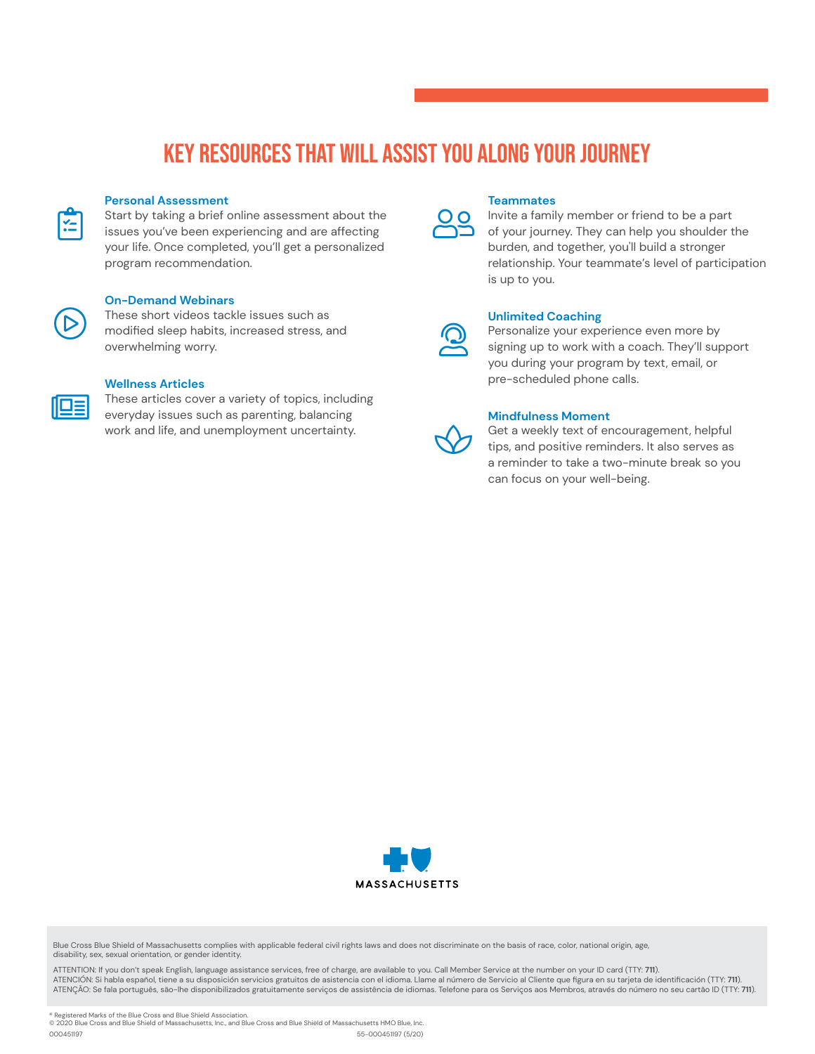# KEY RESOURCES THAT WILL ASSIST YOU ALONG YOUR JOURNEY

**Personal Assessment**
Start by taking a brief online assessment about the issues you've been experiencing and are affecting your life. Once completed, you'll get a personalized program recommendation.

**On-Demand Webinars**
These short videos tackle issues such as modified sleep habits, increased stress, and overwhelming worry.

**Wellness Articles**
These articles cover a variety of topics, including everyday issues such as parenting, balancing work and life, and unemployment uncertainty.

**Teammates**
Invite a family member or friend to be a part of your journey. They can help you shoulder the burden, and together, you'll build a stronger relationship. Your teammate's level of participation is up to you.

**Unlimited Coaching**
Personalize your experience even more by signing up to work with a coach. They'll support you during your program by text, email, or pre-scheduled phone calls.

**Mindfulness Moment**
Get a weekly text of encouragement, helpful tips, and positive reminders. It also serves as a reminder to take a two-minute break so you can focus on your well-being.

MASSACHUSETTS

Blue Cross Blue Shield of Massachusetts complies with applicable federal civil rights laws and does not discriminate on the basis of race, color, national origin, age, disability, sex, sexual orientation, or gender identity.

ATTENTION: If you don't speak English, language assistance services, free of charge, are available to you. Call Member Service at the number on your ID card (TTY: **711**).
ATENCIÓN: Si habla español, tiene a su disposición servicios gratuitos de asistencia con el idioma. Llame al número de Servicio al Cliente que figura en su tarjeta de identificación (TTY: **711**).
ATENÇÃO: Se fala português, são-lhe disponibilizados gratuitamente serviços de assistência de idiomas. Telefone para os Serviços aos Membros, através do número no seu cartão ID (TTY: **711**).

® Registered Marks of the Blue Cross and Blue Shield Association.
© 2020 Blue Cross and Blue Shield of Massachusetts, Inc., and Blue Cross and Blue Shield of Massachusetts HMO Blue, Inc.
000451197 55-000451197 (5/20)